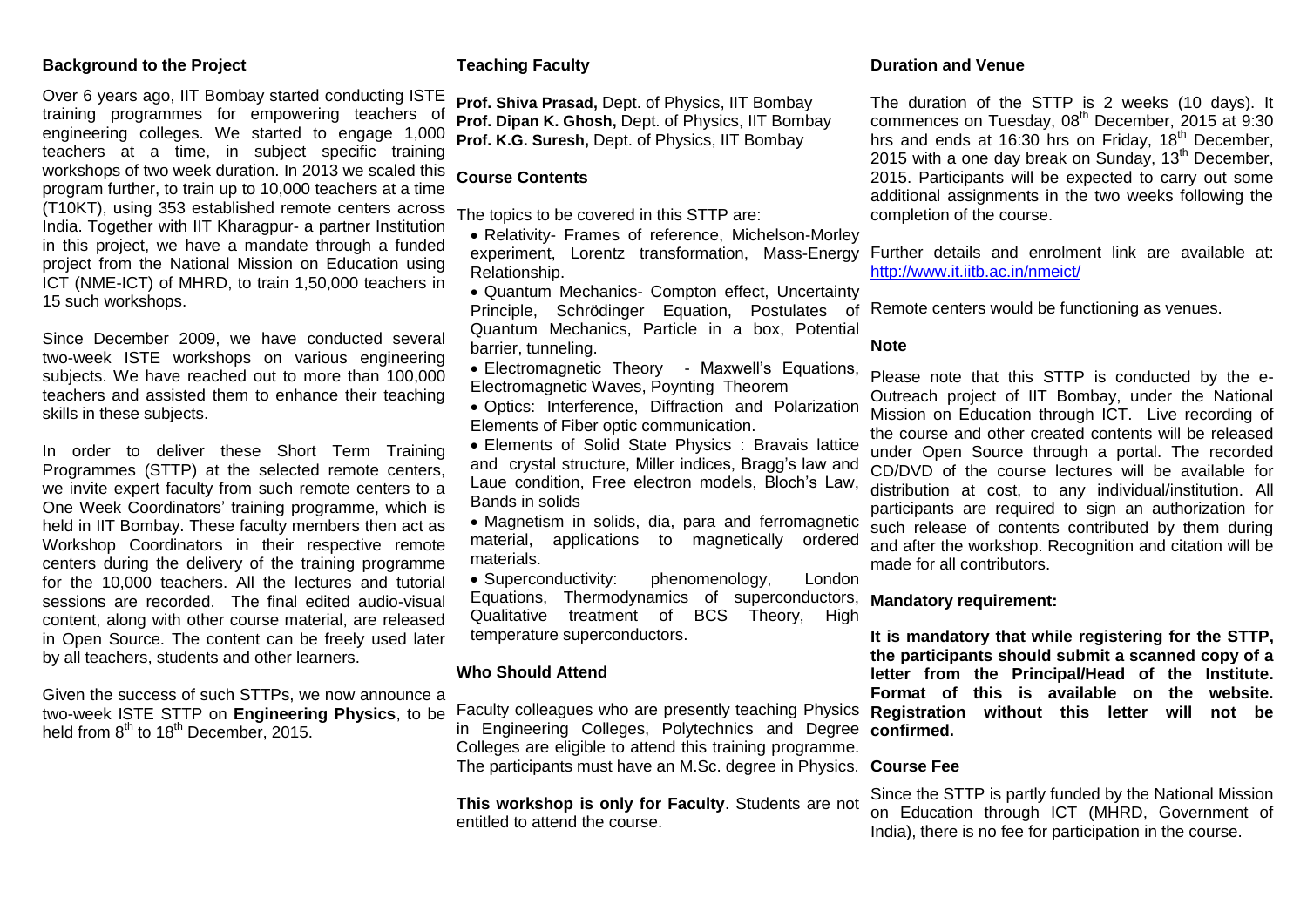## Background to the Project

Over 6 years ago, IIT Bombay started conducting ISTE training programmes for empowering teachers of engineering colleges. We started to engage 1,000 teachers at a time, in subject specific training workshops of two week duration. In 2013 we scaled this program further, to train up to 10,000 teachers at a time (T10KT), using 353 established remote centers across India. Together with IIT Kharagpur- a partner Institution in this project, we have a mandate through a funded project from the National Mission on Education using ICT (NME-ICT) of MHRD, to train 1,50,000 teachers in 15 such workshops.

Since December 2009, we have conducted several two-week ISTE workshops on various engineering subjects. We have reached out to more than 100,000 teachers and assisted them to enhance their teaching skills in these subjects.

In order to deliver these Short Term Training Programmes (STTP) at the selected remote centers, we invite expert faculty from such remote centers to a One Week Coordinators' training programme, which is held in IIT Bombay. These faculty members then act as Workshop Coordinators in their respective remote centers during the delivery of the training programme for the 10,000 teachers. All the lectures and tutorial sessions are recorded. The final edited audio-visual content, along with other course material, are released in Open Source. The content can be freely used later by all teachers, students and other learners.

Given the success of such STTPs, we now announce a two-week ISTE STTP on **Engineering Physics**, to be held from 8th to 18th December, 2015.

## Teaching Faculty

**Prof. Shiva Prasad,** Dept. of Physics, IIT Bombay
**Prof. Dipan K. Ghosh,** Dept. of Physics, IIT Bombay
**Prof. K.G. Suresh,** Dept. of Physics, IIT Bombay

## Course Contents

The topics to be covered in this STTP are:

- Relativity- Frames of reference, Michelson-Morley experiment, Lorentz transformation, Mass-Energy Relationship.
- Quantum Mechanics- Compton effect, Uncertainty Principle, Schrödinger Equation, Postulates of Quantum Mechanics, Particle in a box, Potential barrier, tunneling.
- Electromagnetic Theory - Maxwell's Equations, Electromagnetic Waves, Poynting Theorem
- Optics: Interference, Diffraction and Polarization Elements of Fiber optic communication.
- Elements of Solid State Physics : Bravais lattice and crystal structure, Miller indices, Bragg's law and Laue condition, Free electron models, Bloch's Law, Bands in solids
- Magnetism in solids, dia, para and ferromagnetic material, applications to magnetically ordered materials.
- Superconductivity: phenomenology, London Equations, Thermodynamics of superconductors, Qualitative treatment of BCS Theory, High temperature superconductors.

## Who Should Attend

Faculty colleagues who are presently teaching Physics in Engineering Colleges, Polytechnics and Degree Colleges are eligible to attend this training programme. The participants must have an M.Sc. degree in Physics.

**This workshop is only for Faculty**. Students are not entitled to attend the course.

## Duration and Venue

The duration of the STTP is 2 weeks (10 days). It commences on Tuesday, 08th December, 2015 at 9:30 hrs and ends at 16:30 hrs on Friday, 18th December, 2015 with a one day break on Sunday, 13th December, 2015. Participants will be expected to carry out some additional assignments in the two weeks following the completion of the course.

Further details and enrolment link are available at: http://www.it.iitb.ac.in/nmeict/

Remote centers would be functioning as venues.

## Note

Please note that this STTP is conducted by the e-Outreach project of IIT Bombay, under the National Mission on Education through ICT. Live recording of the course and other created contents will be released under Open Source through a portal. The recorded CD/DVD of the course lectures will be available for distribution at cost, to any individual/institution. All participants are required to sign an authorization for such release of contents contributed by them during and after the workshop. Recognition and citation will be made for all contributors.

## Mandatory requirement:

**It is mandatory that while registering for the STTP, the participants should submit a scanned copy of a letter from the Principal/Head of the Institute. Format of this is available on the website. Registration without this letter will not be confirmed.**

## Course Fee

Since the STTP is partly funded by the National Mission on Education through ICT (MHRD, Government of India), there is no fee for participation in the course.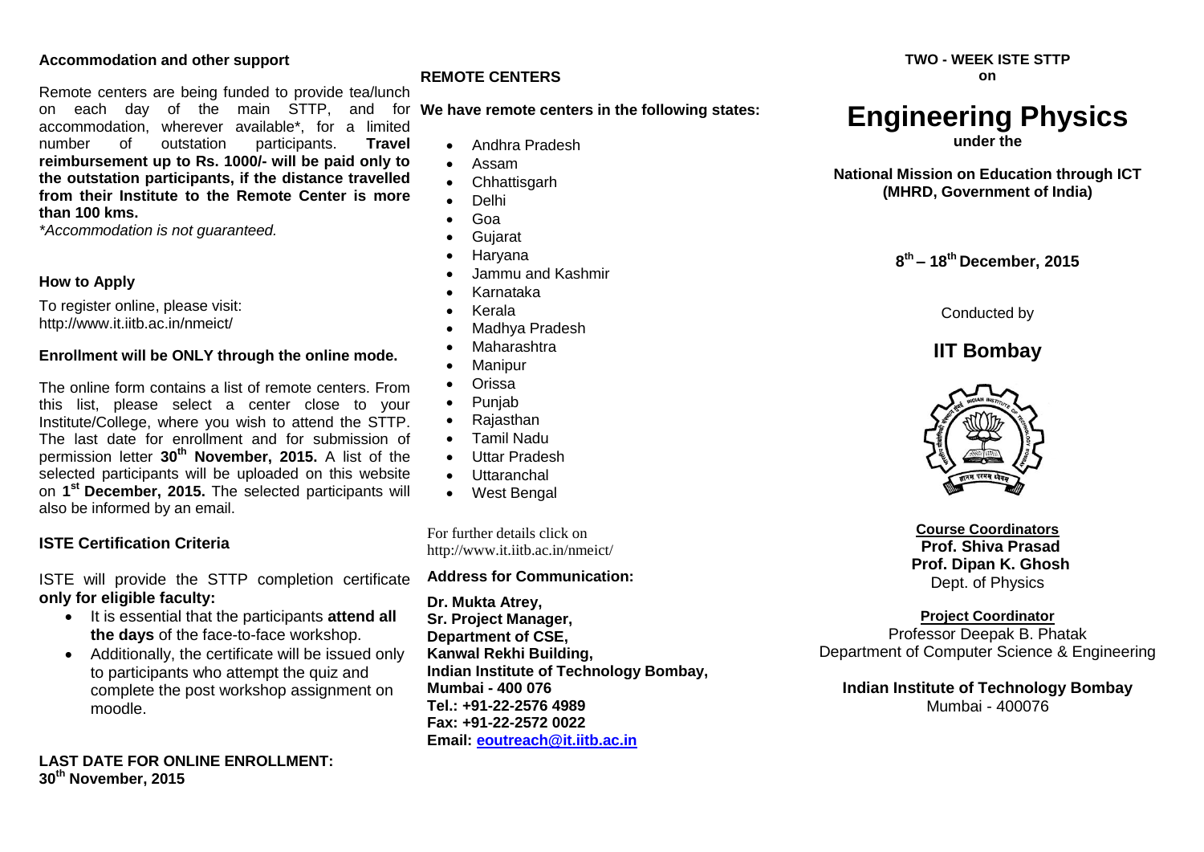### Accommodation and other support

Remote centers are being funded to provide tea/lunch on each day of the main STTP, and for accommodation, wherever available*, for a limited number of outstation participants. **Travel reimbursement up to Rs. 1000/- will be paid only to the outstation participants, if the distance travelled from their Institute to the Remote Center is more than 100 kms.**

*\*Accommodation is not guaranteed.*

### How to Apply

To register online, please visit:
http://www.it.iitb.ac.in/nmeict/

**Enrollment will be ONLY through the online mode.**

The online form contains a list of remote centers. From this list, please select a center close to your Institute/College, where you wish to attend the STTP. The last date for enrollment and for submission of permission letter **30th November, 2015.** A list of the selected participants will be uploaded on this website on **1st December, 2015.** The selected participants will also be informed by an email.

### ISTE Certification Criteria

ISTE will provide the STTP completion certificate **only for eligible faculty:**

- It is essential that the participants **attend all the days** of the face-to-face workshop.
- Additionally, the certificate will be issued only to participants who attempt the quiz and complete the post workshop assignment on moodle.

**LAST DATE FOR ONLINE ENROLLMENT:**
**30th November, 2015**

### REMOTE CENTERS

**We have remote centers in the following states:**

- Andhra Pradesh
- Assam
- Chhattisgarh
- Delhi
- Goa
- Gujarat
- Haryana
- Jammu and Kashmir
- Karnataka
- Kerala
- Madhya Pradesh
- Maharashtra
- Manipur
- Orissa
- Punjab
- Rajasthan
- Tamil Nadu
- Uttar Pradesh
- Uttaranchal
- West Bengal

For further details click on
http://www.it.iitb.ac.in/nmeict/

**Address for Communication:**

**Dr. Mukta Atrey,**
**Sr. Project Manager,**
**Department of CSE,**
**Kanwal Rekhi Building,**
**Indian Institute of Technology Bombay,**
**Mumbai - 400 076**
**Tel.: +91-22-2576 4989**
**Fax: +91-22-2572 0022**
**Email: eoutreach@it.iitb.ac.in**

**TWO - WEEK ISTE STTP**
**on**

# Engineering Physics

**under the**

**National Mission on Education through ICT**
**(MHRD, Government of India)**

**8th – 18th December, 2015**

Conducted by

## IIT Bombay

**Course Coordinators**
**Prof. Shiva Prasad**
**Prof. Dipan K. Ghosh**
Dept. of Physics

**Project Coordinator**
Professor Deepak B. Phatak
Department of Computer Science & Engineering

**Indian Institute of Technology Bombay**
Mumbai - 400076